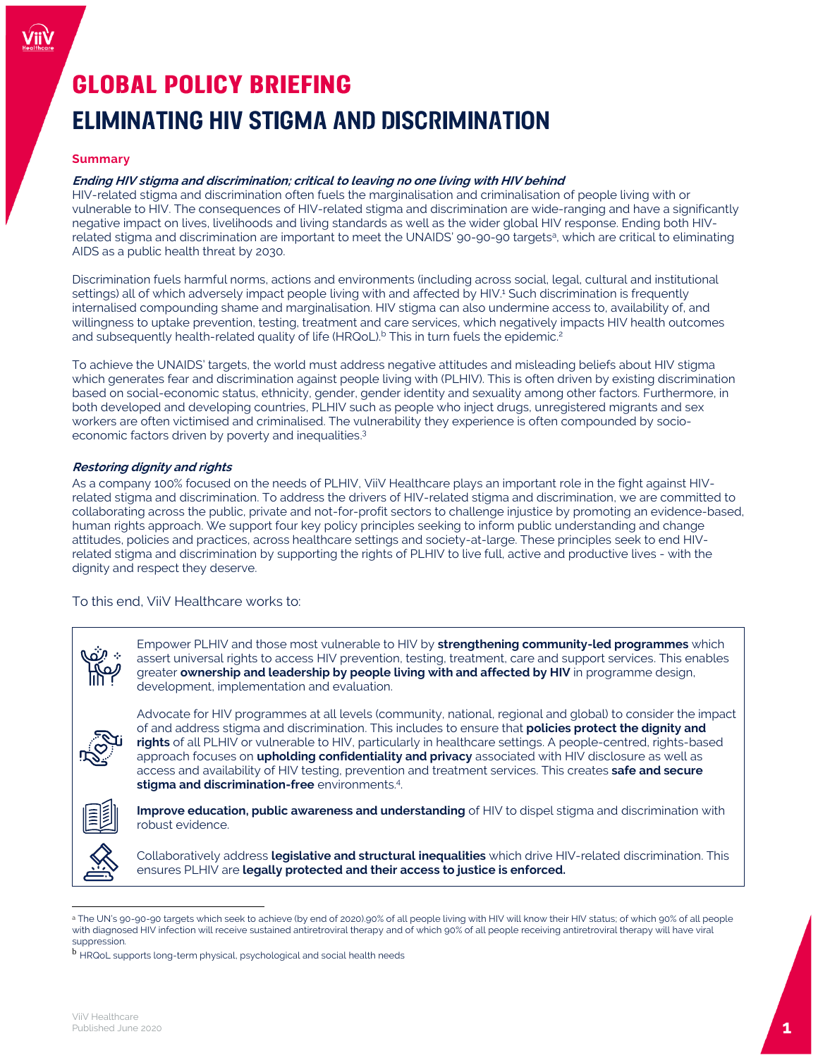# GLOBAL POLICY BRIEFING

# ELIMINATING HIV STIGMA AND DISCRIMINATION

## Summary

### *Ending HIV stigma and discrimination; critical to leaving no one living with HIV behind*

HIV-related stigma and discrimination often fuels the marginalisation and criminalisation of people living with or vulnerable to HIV. The consequences of HIV-related stigma and discrimination are wide-ranging and have a significantly negative impact on lives, livelihoods and living standards as well as the wider global HIV response. Ending both HIV-related stigma and discrimination are important to meet the UNAIDS' 90-90-90 targets[a], which are critical to eliminating AIDS as a public health threat by 2030.

Discrimination fuels harmful norms, actions and environments (including across social, legal, cultural and institutional settings) all of which adversely impact people living with and affected by HIV.[1] Such discrimination is frequently internalised compounding shame and marginalisation. HIV stigma can also undermine access to, availability of, and willingness to uptake prevention, testing, treatment and care services, which negatively impacts HIV health outcomes and subsequently health-related quality of life (HRQoL).[b] This in turn fuels the epidemic.[2]

To achieve the UNAIDS' targets, the world must address negative attitudes and misleading beliefs about HIV stigma which generates fear and discrimination against people living with (PLHIV). This is often driven by existing discrimination based on social-economic status, ethnicity, gender, gender identity and sexuality among other factors. Furthermore, in both developed and developing countries, PLHIV such as people who inject drugs, unregistered migrants and sex workers are often victimised and criminalised. The vulnerability they experience is often compounded by socio-economic factors driven by poverty and inequalities.[3]

### *Restoring dignity and rights*

As a company 100% focused on the needs of PLHIV, ViiV Healthcare plays an important role in the fight against HIV-related stigma and discrimination. To address the drivers of HIV-related stigma and discrimination, we are committed to collaborating across the public, private and not-for-profit sectors to challenge injustice by promoting an evidence-based, human rights approach. We support four key policy principles seeking to inform public understanding and change attitudes, policies and practices, across healthcare settings and society-at-large. These principles seek to end HIV-related stigma and discrimination by supporting the rights of PLHIV to live full, active and productive lives - with the dignity and respect they deserve.

To this end, ViiV Healthcare works to:

- Empower PLHIV and those most vulnerable to HIV by **strengthening community-led programmes** which assert universal rights to access HIV prevention, testing, treatment, care and support services. This enables greater **ownership and leadership by people living with and affected by HIV** in programme design, development, implementation and evaluation.
- Advocate for HIV programmes at all levels (community, national, regional and global) to consider the impact of and address stigma and discrimination. This includes to ensure that **policies protect the dignity and rights** of all PLHIV or vulnerable to HIV, particularly in healthcare settings. A people-centred, rights-based approach focuses on **upholding confidentiality and privacy** associated with HIV disclosure as well as access and availability of HIV testing, prevention and treatment services. This creates **safe and secure stigma and discrimination-free** environments.[4].
- **Improve education, public awareness and understanding** of HIV to dispel stigma and discrimination with robust evidence.
- Collaboratively address **legislative and structural inequalities** which drive HIV-related discrimination. This ensures PLHIV are **legally protected and their access to justice is enforced.**

---

[a] The UN's 90-90-90 targets which seek to achieve (by end of 2020).90% of all people living with HIV will know their HIV status; of which 90% of all people with diagnosed HIV infection will receive sustained antiretroviral therapy and of which 90% of all people receiving antiretroviral therapy will have viral suppression.

[b] HRQoL supports long-term physical, psychological and social health needs

ViiV Healthcare
Published June 2020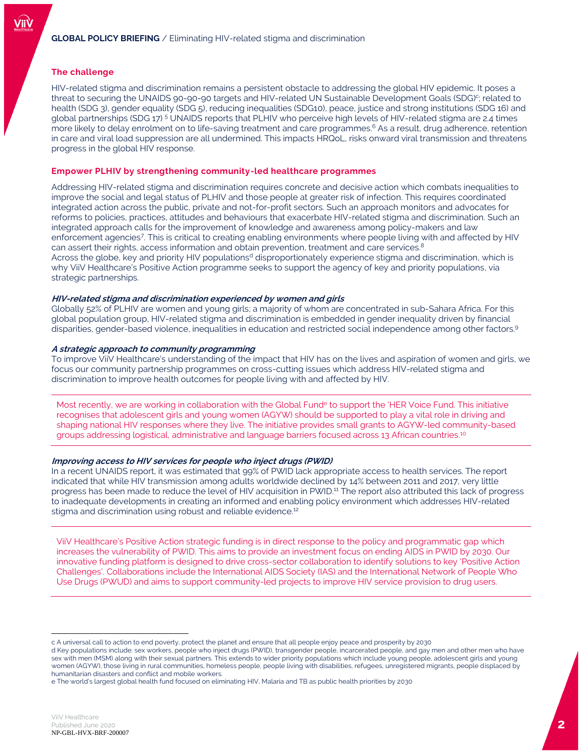## The challenge

HIV-related stigma and discrimination remains a persistent obstacle to addressing the global HIV epidemic. It poses a threat to securing the UNAIDS 90-90-90 targets and HIV-related UN Sustainable Development Goals (SDG)[c]; related to health (SDG 3), gender equality (SDG 5), reducing inequalities (SDG10), peace, justice and strong institutions (SDG 16) and global partnerships (SDG 17) [5] UNAIDS reports that PLHIV who perceive high levels of HIV-related stigma are 2.4 times more likely to delay enrolment on to life-saving treatment and care programmes.[6] As a result, drug adherence, retention in care and viral load suppression are all undermined. This impacts HRQoL, risks onward viral transmission and threatens progress in the global HIV response.

## Empower PLHIV by strengthening community-led healthcare programmes

Addressing HIV-related stigma and discrimination requires concrete and decisive action which combats inequalities to improve the social and legal status of PLHIV and those people at greater risk of infection. This requires coordinated integrated action across the public, private and not-for-profit sectors. Such an approach monitors and advocates for reforms to policies, practices, attitudes and behaviours that exacerbate HIV-related stigma and discrimination. Such an integrated approach calls for the improvement of knowledge and awareness among policy-makers and law enforcement agencies[7]. This is critical to creating enabling environments where people living with and affected by HIV can assert their rights, access information and obtain prevention, treatment and care services.[8]

Across the globe, key and priority HIV populations[d] disproportionately experience stigma and discrimination, which is why ViiV Healthcare's Positive Action programme seeks to support the agency of key and priority populations, via strategic partnerships.

### *HIV-related stigma and discrimination experienced by women and girls*

Globally 52% of PLHIV are women and young girls; a majority of whom are concentrated in sub-Sahara Africa. For this global population group, HIV-related stigma and discrimination is embedded in gender inequality driven by financial disparities, gender-based violence, inequalities in education and restricted social independence among other factors.[9]

### *A strategic approach to community programming*

To improve ViiV Healthcare's understanding of the impact that HIV has on the lives and aspiration of women and girls, we focus our community partnership programmes on cross-cutting issues which address HIV-related stigma and discrimination to improve health outcomes for people living with and affected by HIV.

---

Most recently, we are working in collaboration with the Global Fund[e] to support the 'HER Voice Fund. This initiative recognises that adolescent girls and young women (AGYW) should be supported to play a vital role in driving and shaping national HIV responses where they live. The initiative provides small grants to AGYW-led community-based groups addressing logistical, administrative and language barriers focused across 13 African countries.[10]

---

### *Improving access to HIV services for people who inject drugs (PWID)*

In a recent UNAIDS report, it was estimated that 99% of PWID lack appropriate access to health services. The report indicated that while HIV transmission among adults worldwide declined by 14% between 2011 and 2017, very little progress has been made to reduce the level of HIV acquisition in PWID.[11] The report also attributed this lack of progress to inadequate developments in creating an informed and enabling policy environment which addresses HIV-related stigma and discrimination using robust and reliable evidence.[12]

---

ViiV Healthcare's Positive Action strategic funding is in direct response to the policy and programmatic gap which increases the vulnerability of PWID. This aims to provide an investment focus on ending AIDS in PWID by 2030. Our innovative funding platform is designed to drive cross-sector collaboration to identify solutions to key 'Positive Action Challenges'. Collaborations include the International AIDS Society (IAS) and the International Network of People Who Use Drugs (PWUD) and aims to support community-led projects to improve HIV service provision to drug users.

---

c A universal call to action to end poverty, protect the planet and ensure that all people enjoy peace and prosperity by 2030

d Key populations include: sex workers, people who inject drugs (PWID), transgender people, incarcerated people, and gay men and other men who have sex with men (MSM) along with their sexual partners. This extends to wider priority populations which include young people, adolescent girls and young women (AGYW), those living in rural communities, homeless people, people living with disabilities, refugees, unregistered migrants, people displaced by humanitarian disasters and conflict and mobile workers.

e The world's largest global health fund focused on eliminating HIV, Malaria and TB as public health priorities by 2030

ViiV Healthcare
Published June 2020
NP-GBL-HVX-BRF-200007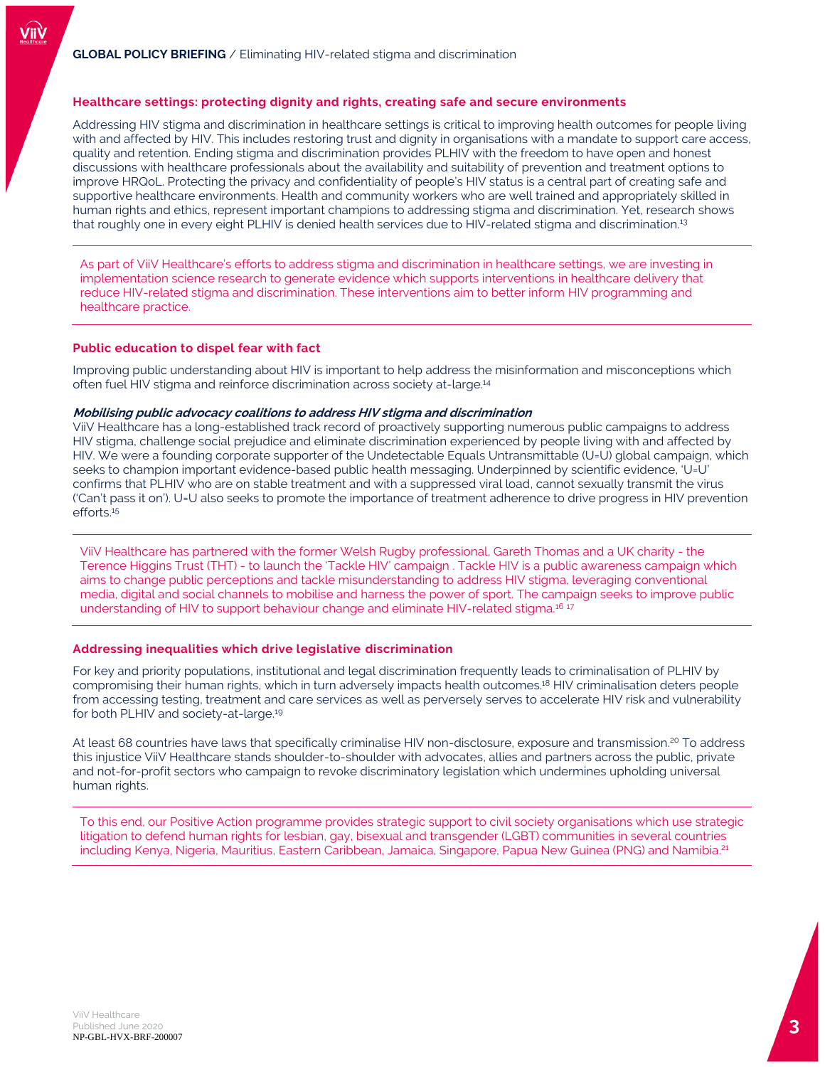## Healthcare settings: protecting dignity and rights, creating safe and secure environments

Addressing HIV stigma and discrimination in healthcare settings is critical to improving health outcomes for people living with and affected by HIV. This includes restoring trust and dignity in organisations with a mandate to support care access, quality and retention. Ending stigma and discrimination provides PLHIV with the freedom to have open and honest discussions with healthcare professionals about the availability and suitability of prevention and treatment options to improve HRQoL. Protecting the privacy and confidentiality of people's HIV status is a central part of creating safe and supportive healthcare environments. Health and community workers who are well trained and appropriately skilled in human rights and ethics, represent important champions to addressing stigma and discrimination. Yet, research shows that roughly one in every eight PLHIV is denied health services due to HIV-related stigma and discrimination.[13]

---

As part of ViiV Healthcare's efforts to address stigma and discrimination in healthcare settings, we are investing in implementation science research to generate evidence which supports interventions in healthcare delivery that reduce HIV-related stigma and discrimination. These interventions aim to better inform HIV programming and healthcare practice.

---

## Public education to dispel fear with fact

Improving public understanding about HIV is important to help address the misinformation and misconceptions which often fuel HIV stigma and reinforce discrimination across society at-large.[14]

***Mobilising public advocacy coalitions to address HIV stigma and discrimination***

ViiV Healthcare has a long-established track record of proactively supporting numerous public campaigns to address HIV stigma, challenge social prejudice and eliminate discrimination experienced by people living with and affected by HIV. We were a founding corporate supporter of the Undetectable Equals Untransmittable (U=U) global campaign, which seeks to champion important evidence-based public health messaging. Underpinned by scientific evidence, 'U=U' confirms that PLHIV who are on stable treatment and with a suppressed viral load, cannot sexually transmit the virus ('Can't pass it on'). U=U also seeks to promote the importance of treatment adherence to drive progress in HIV prevention efforts.[15]

---

ViiV Healthcare has partnered with the former Welsh Rugby professional, Gareth Thomas and a UK charity - the Terence Higgins Trust (THT) - to launch the 'Tackle HIV' campaign . Tackle HIV is a public awareness campaign which aims to change public perceptions and tackle misunderstanding to address HIV stigma, leveraging conventional media, digital and social channels to mobilise and harness the power of sport. The campaign seeks to improve public understanding of HIV to support behaviour change and eliminate HIV-related stigma.[16] [17]

---

## Addressing inequalities which drive legislative discrimination

For key and priority populations, institutional and legal discrimination frequently leads to criminalisation of PLHIV by compromising their human rights, which in turn adversely impacts health outcomes.[18] HIV criminalisation deters people from accessing testing, treatment and care services as well as perversely serves to accelerate HIV risk and vulnerability for both PLHIV and society-at-large.[19]

At least 68 countries have laws that specifically criminalise HIV non-disclosure, exposure and transmission.[20] To address this injustice ViiV Healthcare stands shoulder-to-shoulder with advocates, allies and partners across the public, private and not-for-profit sectors who campaign to revoke discriminatory legislation which undermines upholding universal human rights.

---

To this end, our Positive Action programme provides strategic support to civil society organisations which use strategic litigation to defend human rights for lesbian, gay, bisexual and transgender (LGBT) communities in several countries including Kenya, Nigeria, Mauritius, Eastern Caribbean, Jamaica, Singapore, Papua New Guinea (PNG) and Namibia.[21]

---

ViiV Healthcare
Published June 2020
NP-GBL-HVX-BRF-200007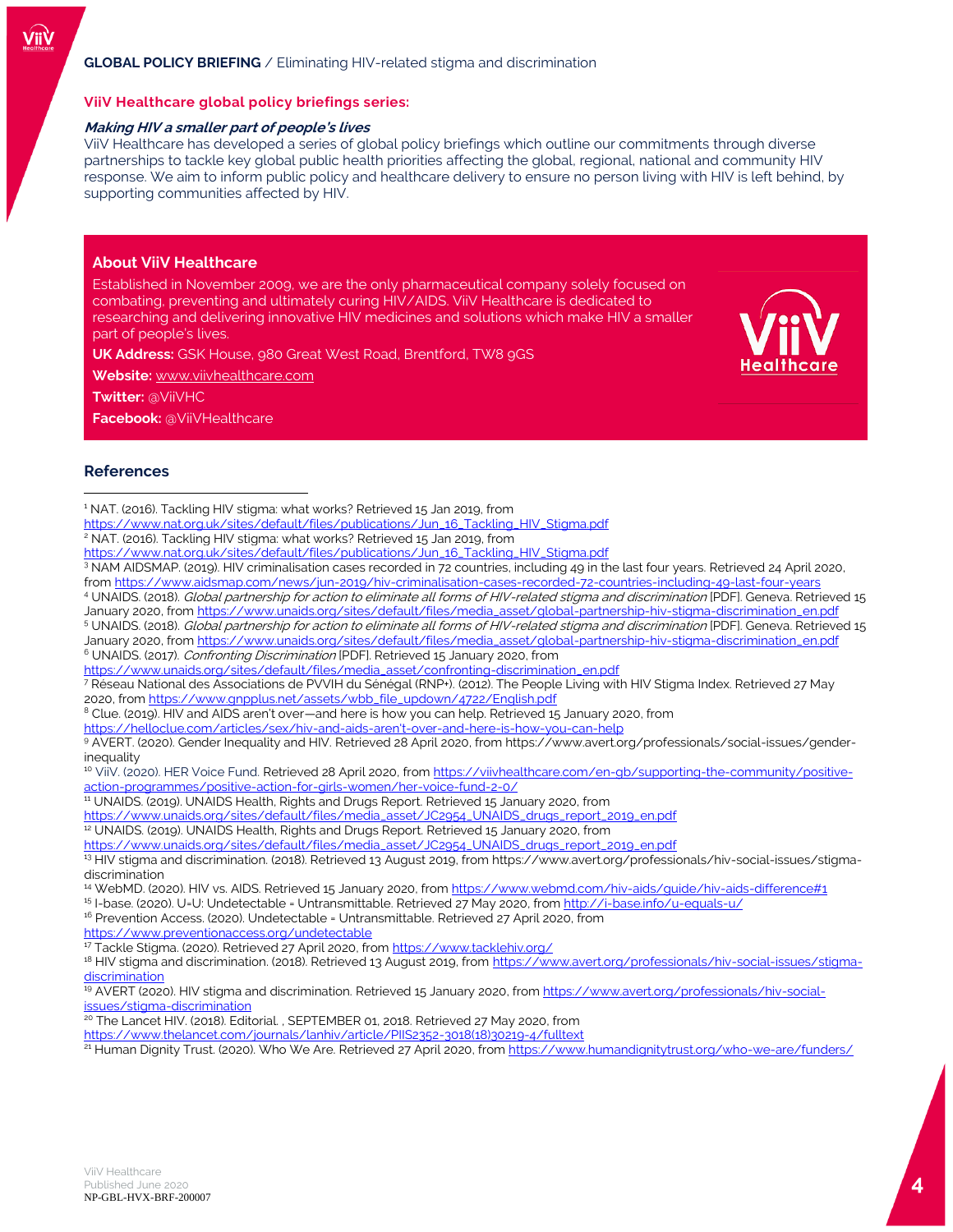## ViiV Healthcare global policy briefings series:

***Making HIV a smaller part of people's lives***

ViiV Healthcare has developed a series of global policy briefings which outline our commitments through diverse partnerships to tackle key global public health priorities affecting the global, regional, national and community HIV response. We aim to inform public policy and healthcare delivery to ensure no person living with HIV is left behind, by supporting communities affected by HIV.

## About ViiV Healthcare

Established in November 2009, we are the only pharmaceutical company solely focused on combating, preventing and ultimately curing HIV/AIDS. ViiV Healthcare is dedicated to researching and delivering innovative HIV medicines and solutions which make HIV a smaller part of people's lives.

**UK Address:** GSK House, 980 Great West Road, Brentford, TW8 9GS

**Website:** www.viivhealthcare.com

**Twitter:** @ViiVHC

**Facebook:** @ViiVHealthcare

## References

[1] NAT. (2016). Tackling HIV stigma: what works? Retrieved 15 Jan 2019, from https://www.nat.org.uk/sites/default/files/publications/Jun_16_Tackling_HIV_Stigma.pdf

[2] NAT. (2016). Tackling HIV stigma: what works? Retrieved 15 Jan 2019, from https://www.nat.org.uk/sites/default/files/publications/Jun_16_Tackling_HIV_Stigma.pdf

[3] NAM AIDSMAP. (2019). HIV criminalisation cases recorded in 72 countries, including 49 in the last four years. Retrieved 24 April 2020, from https://www.aidsmap.com/news/jun-2019/hiv-criminalisation-cases-recorded-72-countries-including-49-last-four-years

[4] UNAIDS. (2018). *Global partnership for action to eliminate all forms of HIV-related stigma and discrimination* [PDF]. Geneva. Retrieved 15 January 2020, from https://www.unaids.org/sites/default/files/media_asset/global-partnership-hiv-stigma-discrimination_en.pdf

[5] UNAIDS. (2018). *Global partnership for action to eliminate all forms of HIV-related stigma and discrimination* [PDF]. Geneva. Retrieved 15 January 2020, from https://www.unaids.org/sites/default/files/media_asset/global-partnership-hiv-stigma-discrimination_en.pdf

[6] UNAIDS. (2017). *Confronting Discrimination* [PDF]. Retrieved 15 January 2020, from https://www.unaids.org/sites/default/files/media_asset/confronting-discrimination_en.pdf

[7] Réseau National des Associations de PVVIH du Sénégal (RNP+). (2012). The People Living with HIV Stigma Index. Retrieved 27 May 2020, from https://www.gnpplus.net/assets/wbb_file_updown/4722/English.pdf

[8] Clue. (2019). HIV and AIDS aren't over—and here is how you can help. Retrieved 15 January 2020, from https://helloclue.com/articles/sex/hiv-and-aids-aren't-over-and-here-is-how-you-can-help

[9] AVERT. (2020). Gender Inequality and HIV. Retrieved 28 April 2020, from https://www.avert.org/professionals/social-issues/gender-inequality

[10] ViiV. (2020). HER Voice Fund. Retrieved 28 April 2020, from https://viivhealthcare.com/en-gb/supporting-the-community/positive-action-programmes/positive-action-for-girls-women/her-voice-fund-2-0/

[11] UNAIDS. (2019). UNAIDS Health, Rights and Drugs Report. Retrieved 15 January 2020, from https://www.unaids.org/sites/default/files/media_asset/JC2954_UNAIDS_drugs_report_2019_en.pdf

[12] UNAIDS. (2019). UNAIDS Health, Rights and Drugs Report. Retrieved 15 January 2020, from https://www.unaids.org/sites/default/files/media_asset/JC2954_UNAIDS_drugs_report_2019_en.pdf

[13] HIV stigma and discrimination. (2018). Retrieved 13 August 2019, from https://www.avert.org/professionals/hiv-social-issues/stigma-discrimination

[14] WebMD. (2020). HIV vs. AIDS. Retrieved 15 January 2020, from https://www.webmd.com/hiv-aids/guide/hiv-aids-difference#1

[15] I-base. (2020). U=U: Undetectable = Untransmittable. Retrieved 27 May 2020, from http://i-base.info/u-equals-u/

[16] Prevention Access. (2020). Undetectable = Untransmittable. Retrieved 27 April 2020, from https://www.preventionaccess.org/undetectable

[17] Tackle Stigma. (2020). Retrieved 27 April 2020, from https://www.tacklehiv.org/

[18] HIV stigma and discrimination. (2018). Retrieved 13 August 2019, from https://www.avert.org/professionals/hiv-social-issues/stigma-discrimination

[19] AVERT (2020). HIV stigma and discrimination. Retrieved 15 January 2020, from https://www.avert.org/professionals/hiv-social-issues/stigma-discrimination

[20] The Lancet HIV. (2018). Editorial. , SEPTEMBER 01, 2018. Retrieved 27 May 2020, from https://www.thelancet.com/journals/lanhiv/article/PIIS2352-3018(18)30219-4/fulltext

[21] Human Dignity Trust. (2020). Who We Are. Retrieved 27 April 2020, from https://www.humandignitytrust.org/who-we-are/funders/

ViiV Healthcare
Published June 2020
NP-GBL-HVX-BRF-200007